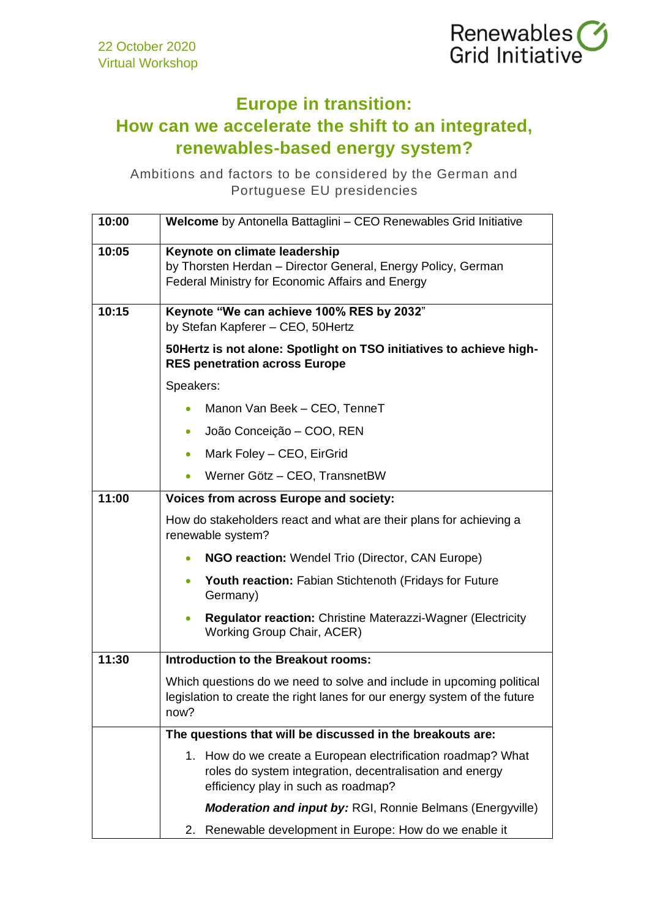22 October 2020
Virtual Workshop

Renewables Grid Initiative

# Europe in transition: How can we accelerate the shift to an integrated, renewables-based energy system?

Ambitions and factors to be considered by the German and Portuguese EU presidencies

| | |
|---|---|
| **10:00** | **Welcome** by Antonella Battaglini – CEO Renewables Grid Initiative |
| **10:05** | **Keynote on climate leadership**<br>by Thorsten Herdan – Director General, Energy Policy, German Federal Ministry for Economic Affairs and Energy |
| **10:15** | **Keynote "We can achieve 100% RES by 2032**"<br>by Stefan Kapferer – CEO, 50Hertz<br><br>**50Hertz is not alone: Spotlight on TSO initiatives to achieve high-RES penetration across Europe**<br><br>Speakers:<br>• Manon Van Beek – CEO, TenneT<br>• João Conceição – COO, REN<br>• Mark Foley – CEO, EirGrid<br>• Werner Götz – CEO, TransnetBW |
| **11:00** | **Voices from across Europe and society:**<br><br>How do stakeholders react and what are their plans for achieving a renewable system?<br>• **NGO reaction:** Wendel Trio (Director, CAN Europe)<br>• **Youth reaction:** Fabian Stichtenoth (Fridays for Future Germany)<br>• **Regulator reaction:** Christine Materazzi-Wagner (Electricity Working Group Chair, ACER) |
| **11:30** | **Introduction to the Breakout rooms:**<br><br>Which questions do we need to solve and include in upcoming political legislation to create the right lanes for our energy system of the future now? |
| | **The questions that will be discussed in the breakouts are:**<br><br>1. How do we create a European electrification roadmap? What roles do system integration, decentralisation and energy efficiency play in such as roadmap?<br><br>***Moderation and input by:*** RGI, Ronnie Belmans (Energyville)<br><br>2. Renewable development in Europe: How do we enable it |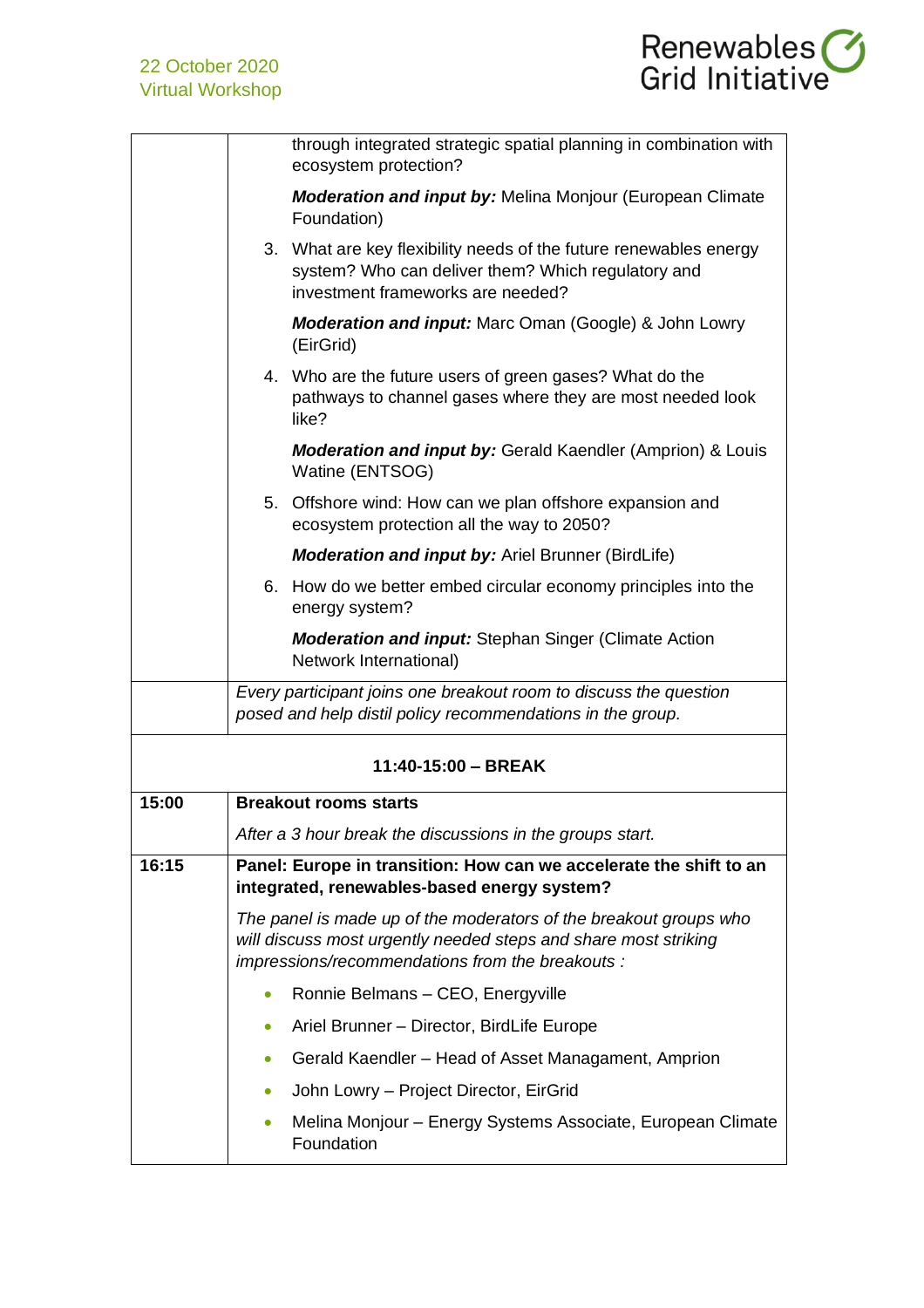| | |
|---|---|
| | through integrated strategic spatial planning in combination with ecosystem protection?<br><br>***Moderation and input by:*** Melina Monjour (European Climate Foundation)<br><br>3. What are key flexibility needs of the future renewables energy system? Who can deliver them? Which regulatory and investment frameworks are needed?<br><br>***Moderation and input:*** Marc Oman (Google) & John Lowry (EirGrid)<br><br>4. Who are the future users of green gases? What do the pathways to channel gases where they are most needed look like?<br><br>***Moderation and input by:*** Gerald Kaendler (Amprion) & Louis Watine (ENTSOG)<br><br>5. Offshore wind: How can we plan offshore expansion and ecosystem protection all the way to 2050?<br><br>***Moderation and input by:*** Ariel Brunner (BirdLife)<br><br>6. How do we better embed circular economy principles into the energy system?<br><br>***Moderation and input:*** Stephan Singer (Climate Action Network International) |
| | *Every participant joins one breakout room to discuss the question posed and help distil policy recommendations in the group.* |
| **11:40-15:00 – BREAK** | |
| **15:00** | **Breakout rooms starts**<br><br>*After a 3 hour break the discussions in the groups start.* |
| **16:15** | **Panel: Europe in transition: How can we accelerate the shift to an integrated, renewables-based energy system?**<br><br>*The panel is made up of the moderators of the breakout groups who will discuss most urgently needed steps and share most striking impressions/recommendations from the breakouts :*<br><br>• Ronnie Belmans – CEO, Energyville<br>• Ariel Brunner – Director, BirdLife Europe<br>• Gerald Kaendler – Head of Asset Managament, Amprion<br>• John Lowry – Project Director, EirGrid<br>• Melina Monjour – Energy Systems Associate, European Climate Foundation |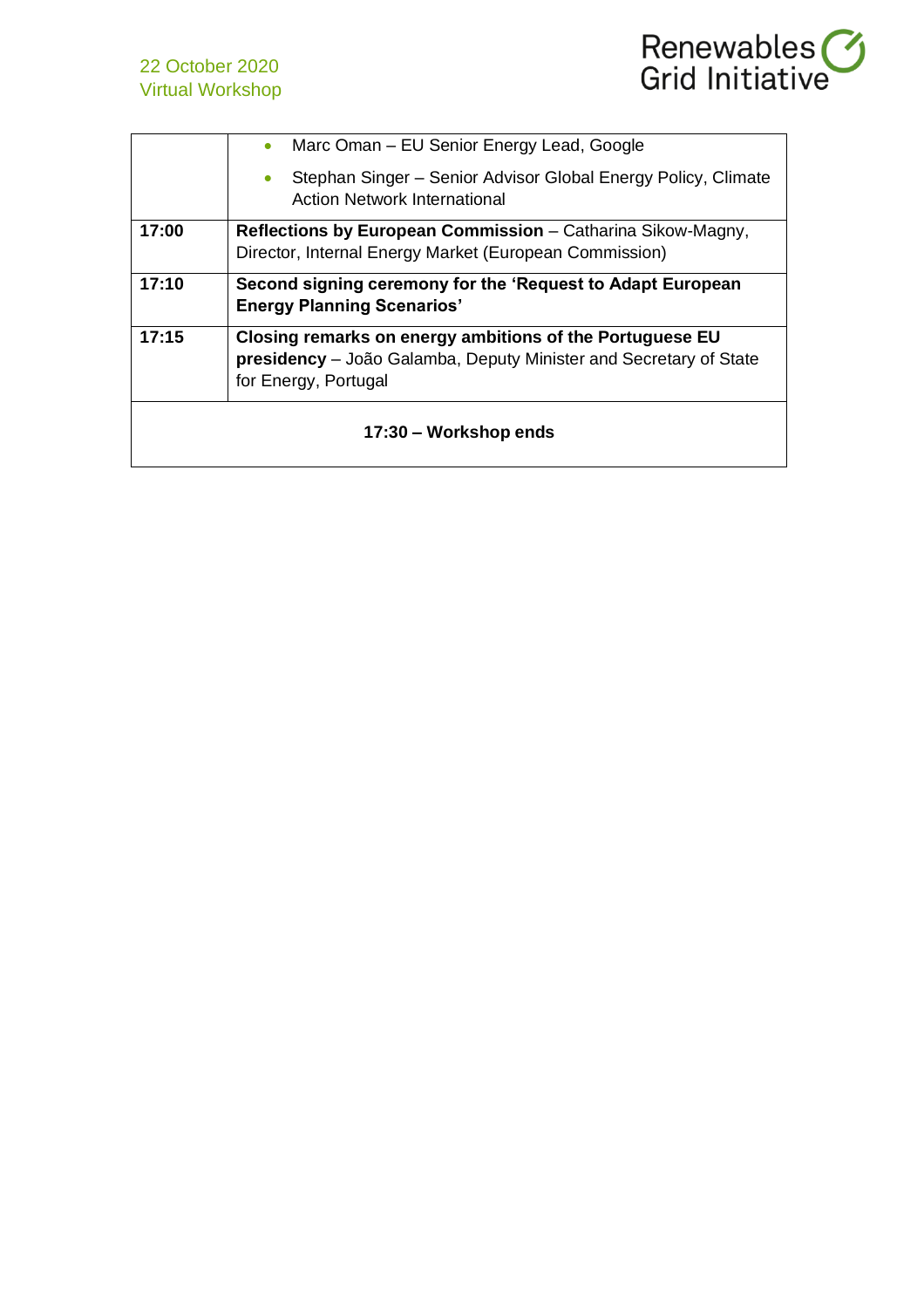| | |
|---|---|
| | • Marc Oman – EU Senior Energy Lead, Google<br>• Stephan Singer – Senior Advisor Global Energy Policy, Climate Action Network International |
| **17:00** | **Reflections by European Commission** – Catharina Sikow-Magny, Director, Internal Energy Market (European Commission) |
| **17:10** | **Second signing ceremony for the 'Request to Adapt European Energy Planning Scenarios'** |
| **17:15** | **Closing remarks on energy ambitions of the Portuguese EU presidency** – João Galamba, Deputy Minister and Secretary of State for Energy, Portugal |
| **17:30 – Workshop ends** | |